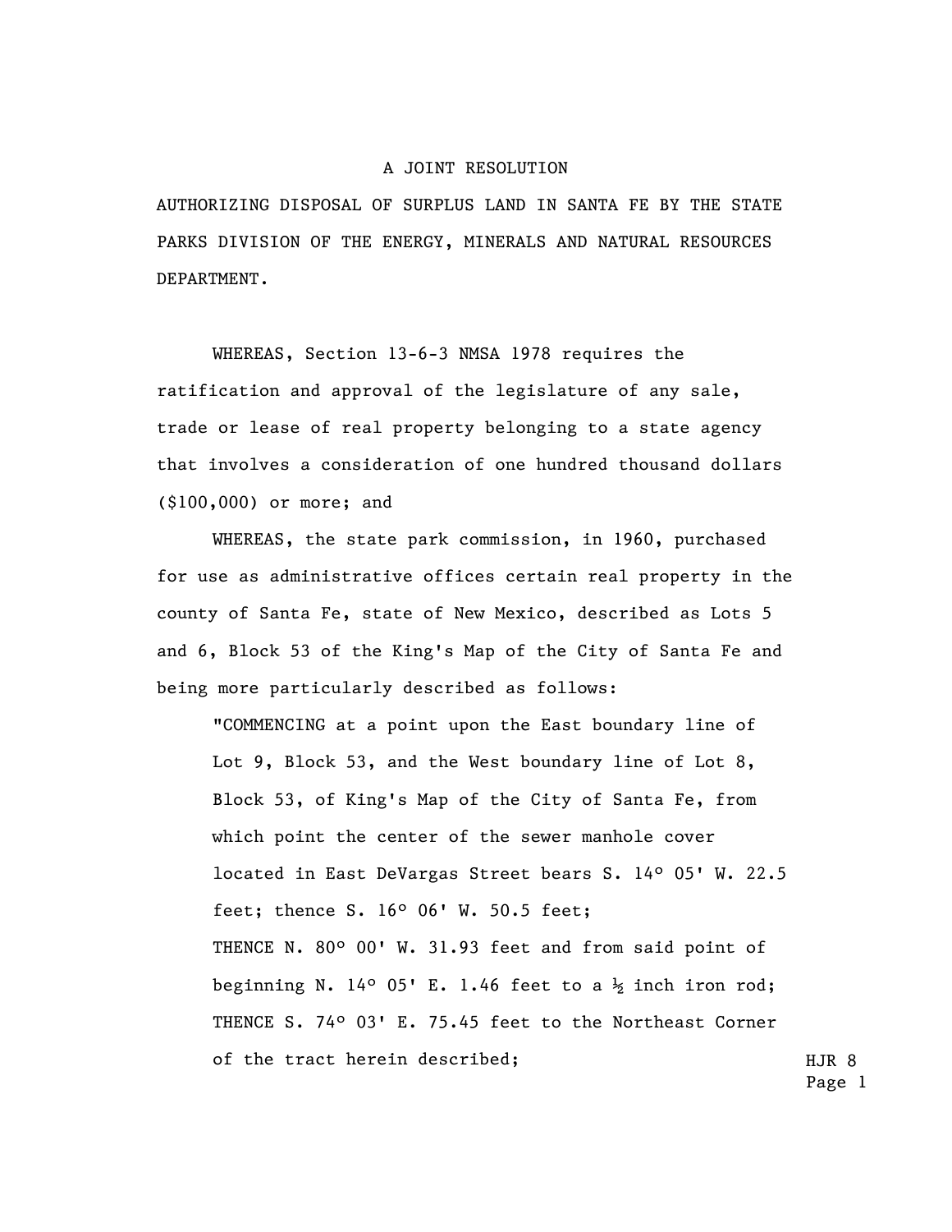A JOINT RESOLUTION

AUTHORIZING DISPOSAL OF SURPLUS LAND IN SANTA FE BY THE STATE PARKS DIVISION OF THE ENERGY, MINERALS AND NATURAL RESOURCES DEPARTMENT.

WHEREAS, Section 13-6-3 NMSA 1978 requires the ratification and approval of the legislature of any sale, trade or lease of real property belonging to a state agency that involves a consideration of one hundred thousand dollars ($100,000) or more; and

WHEREAS, the state park commission, in 1960, purchased for use as administrative offices certain real property in the county of Santa Fe, state of New Mexico, described as Lots 5 and 6, Block 53 of the King's Map of the City of Santa Fe and being more particularly described as follows:

> "COMMENCING at a point upon the East boundary line of Lot 9, Block 53, and the West boundary line of Lot 8, Block 53, of King's Map of the City of Santa Fe, from which point the center of the sewer manhole cover located in East DeVargas Street bears S. 14° 05' W. 22.5 feet; thence S. 16° 06' W. 50.5 feet;
>
> THENCE N. 80° 00' W. 31.93 feet and from said point of beginning N. 14° 05' E. 1.46 feet to a ½ inch iron rod;
>
> THENCE S. 74° 03' E. 75.45 feet to the Northeast Corner of the tract herein described;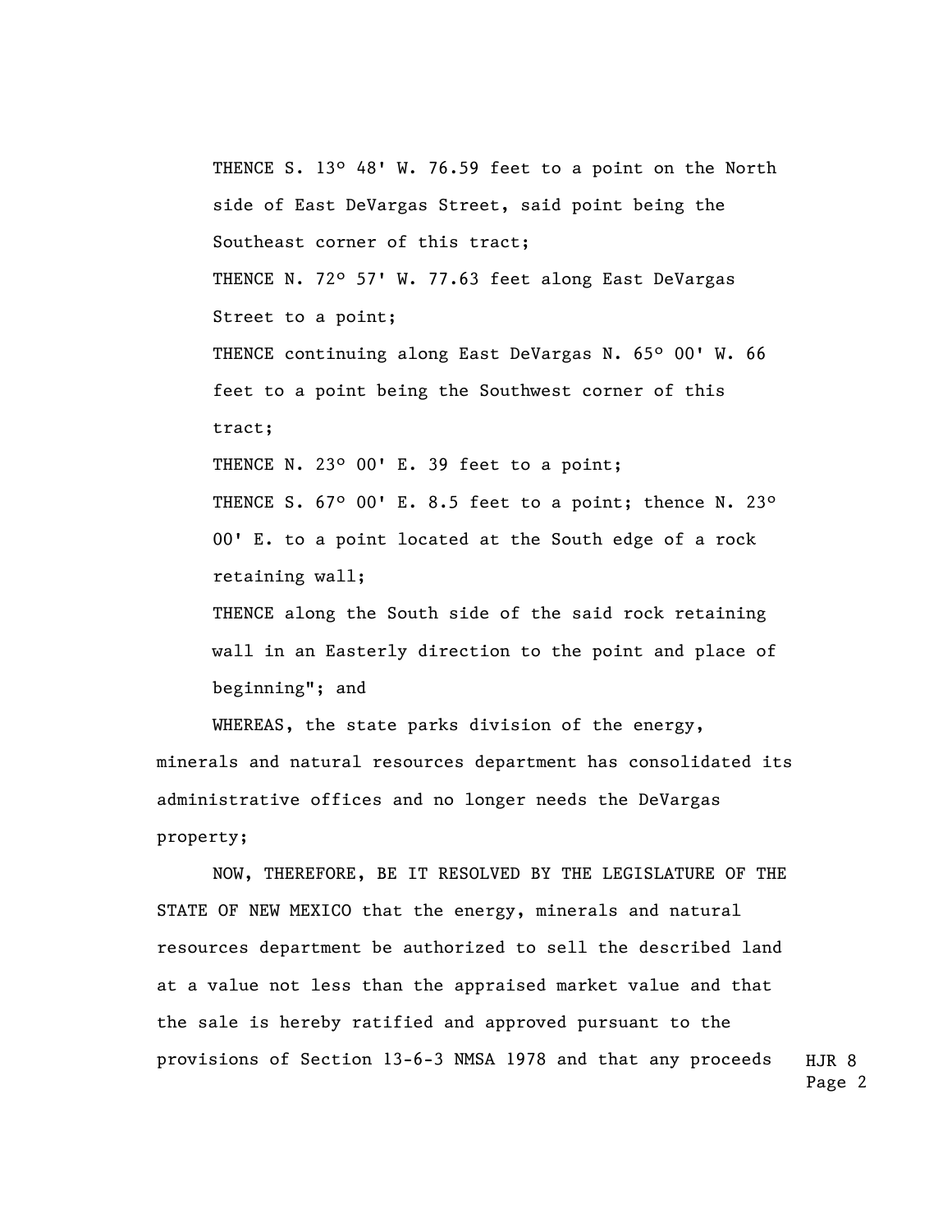THENCE S. 13º 48' W. 76.59 feet to a point on the North side of East DeVargas Street, said point being the Southeast corner of this tract;

THENCE N. 72º 57' W. 77.63 feet along East DeVargas Street to a point;

THENCE continuing along East DeVargas N. 65º 00' W. 66 feet to a point being the Southwest corner of this tract;

THENCE N. 23º 00' E. 39 feet to a point;

THENCE S. 67º 00' E. 8.5 feet to a point; thence N. 23º 00' E. to a point located at the South edge of a rock retaining wall;

THENCE along the South side of the said rock retaining wall in an Easterly direction to the point and place of beginning"; and

WHEREAS, the state parks division of the energy, minerals and natural resources department has consolidated its administrative offices and no longer needs the DeVargas property;

NOW, THEREFORE, BE IT RESOLVED BY THE LEGISLATURE OF THE STATE OF NEW MEXICO that the energy, minerals and natural resources department be authorized to sell the described land at a value not less than the appraised market value and that the sale is hereby ratified and approved pursuant to the provisions of Section 13-6-3 NMSA 1978 and that any proceeds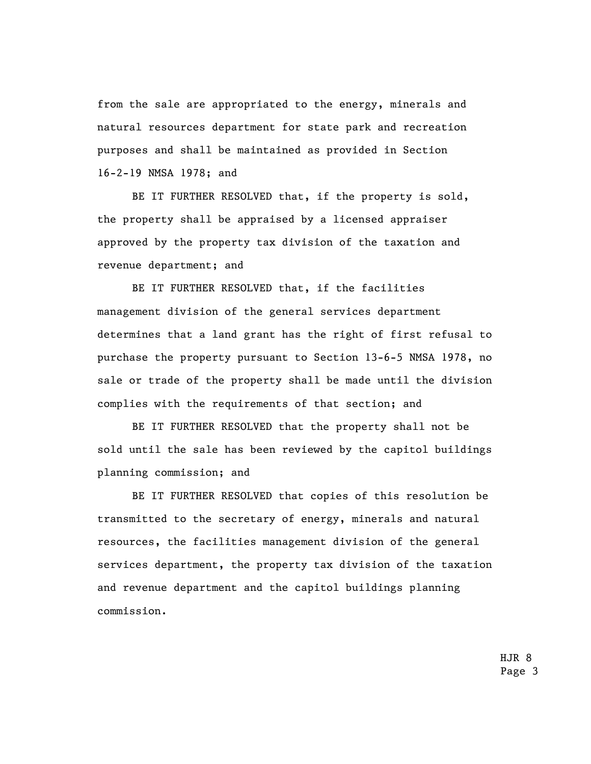from the sale are appropriated to the energy, minerals and natural resources department for state park and recreation purposes and shall be maintained as provided in Section 16-2-19 NMSA 1978; and

BE IT FURTHER RESOLVED that, if the property is sold, the property shall be appraised by a licensed appraiser approved by the property tax division of the taxation and revenue department; and

BE IT FURTHER RESOLVED that, if the facilities management division of the general services department determines that a land grant has the right of first refusal to purchase the property pursuant to Section 13-6-5 NMSA 1978, no sale or trade of the property shall be made until the division complies with the requirements of that section; and

BE IT FURTHER RESOLVED that the property shall not be sold until the sale has been reviewed by the capitol buildings planning commission; and

BE IT FURTHER RESOLVED that copies of this resolution be transmitted to the secretary of energy, minerals and natural resources, the facilities management division of the general services department, the property tax division of the taxation and revenue department and the capitol buildings planning commission.